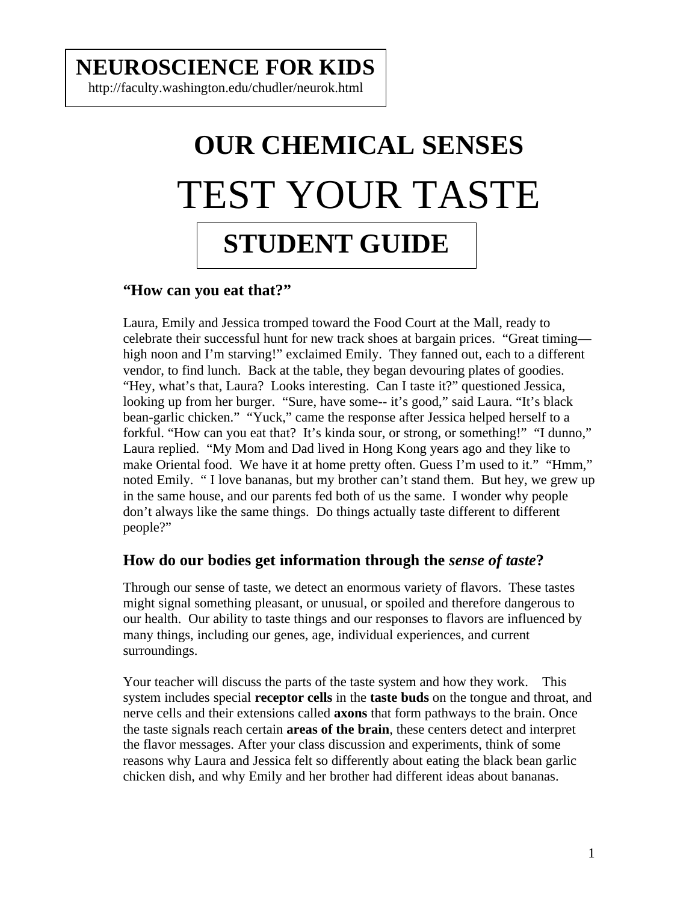**NEUROSCIENCE FOR KIDS**
http://faculty.washington.edu/chudler/neurok.html

# OUR CHEMICAL SENSES

# TEST YOUR TASTE

## STUDENT GUIDE

### "How can you eat that?"

Laura, Emily and Jessica tromped toward the Food Court at the Mall, ready to celebrate their successful hunt for new track shoes at bargain prices. "Great timing—high noon and I'm starving!" exclaimed Emily. They fanned out, each to a different vendor, to find lunch. Back at the table, they began devouring plates of goodies. "Hey, what's that, Laura? Looks interesting. Can I taste it?" questioned Jessica, looking up from her burger. "Sure, have some-- it's good," said Laura. "It's black bean-garlic chicken." "Yuck," came the response after Jessica helped herself to a forkful. "How can you eat that? It's kinda sour, or strong, or something!" "I dunno," Laura replied. "My Mom and Dad lived in Hong Kong years ago and they like to make Oriental food. We have it at home pretty often. Guess I'm used to it." "Hmm," noted Emily. " I love bananas, but my brother can't stand them. But hey, we grew up in the same house, and our parents fed both of us the same. I wonder why people don't always like the same things. Do things actually taste different to different people?"

### How do our bodies get information through the *sense of taste*?

Through our sense of taste, we detect an enormous variety of flavors. These tastes might signal something pleasant, or unusual, or spoiled and therefore dangerous to our health. Our ability to taste things and our responses to flavors are influenced by many things, including our genes, age, individual experiences, and current surroundings.

Your teacher will discuss the parts of the taste system and how they work. This system includes special **receptor cells** in the **taste buds** on the tongue and throat, and nerve cells and their extensions called **axons** that form pathways to the brain. Once the taste signals reach certain **areas of the brain**, these centers detect and interpret the flavor messages. After your class discussion and experiments, think of some reasons why Laura and Jessica felt so differently about eating the black bean garlic chicken dish, and why Emily and her brother had different ideas about bananas.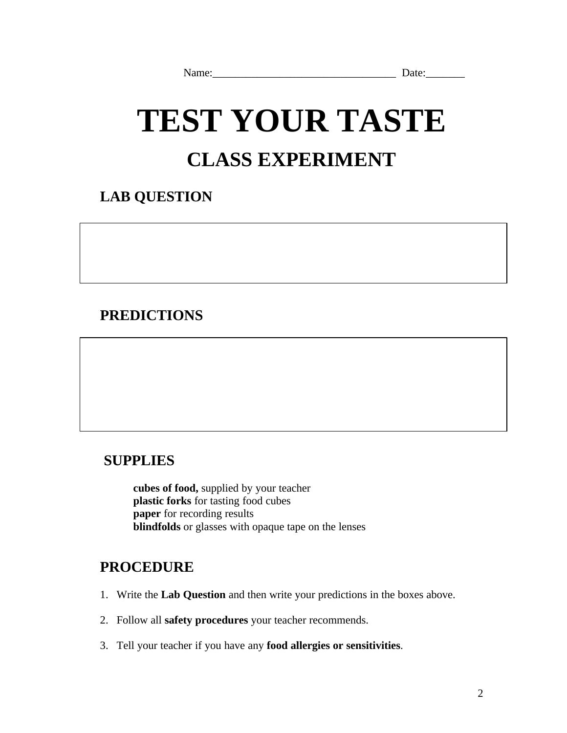Name:_________________________________ Date:_______

# TEST YOUR TASTE

## CLASS EXPERIMENT

### LAB QUESTION

### PREDICTIONS

### SUPPLIES

**cubes of food,** supplied by your teacher
**plastic forks** for tasting food cubes
**paper** for recording results
**blindfolds** or glasses with opaque tape on the lenses

### PROCEDURE

1. Write the **Lab Question** and then write your predictions in the boxes above.
2. Follow all **safety procedures** your teacher recommends.
3. Tell your teacher if you have any **food allergies or sensitivities**.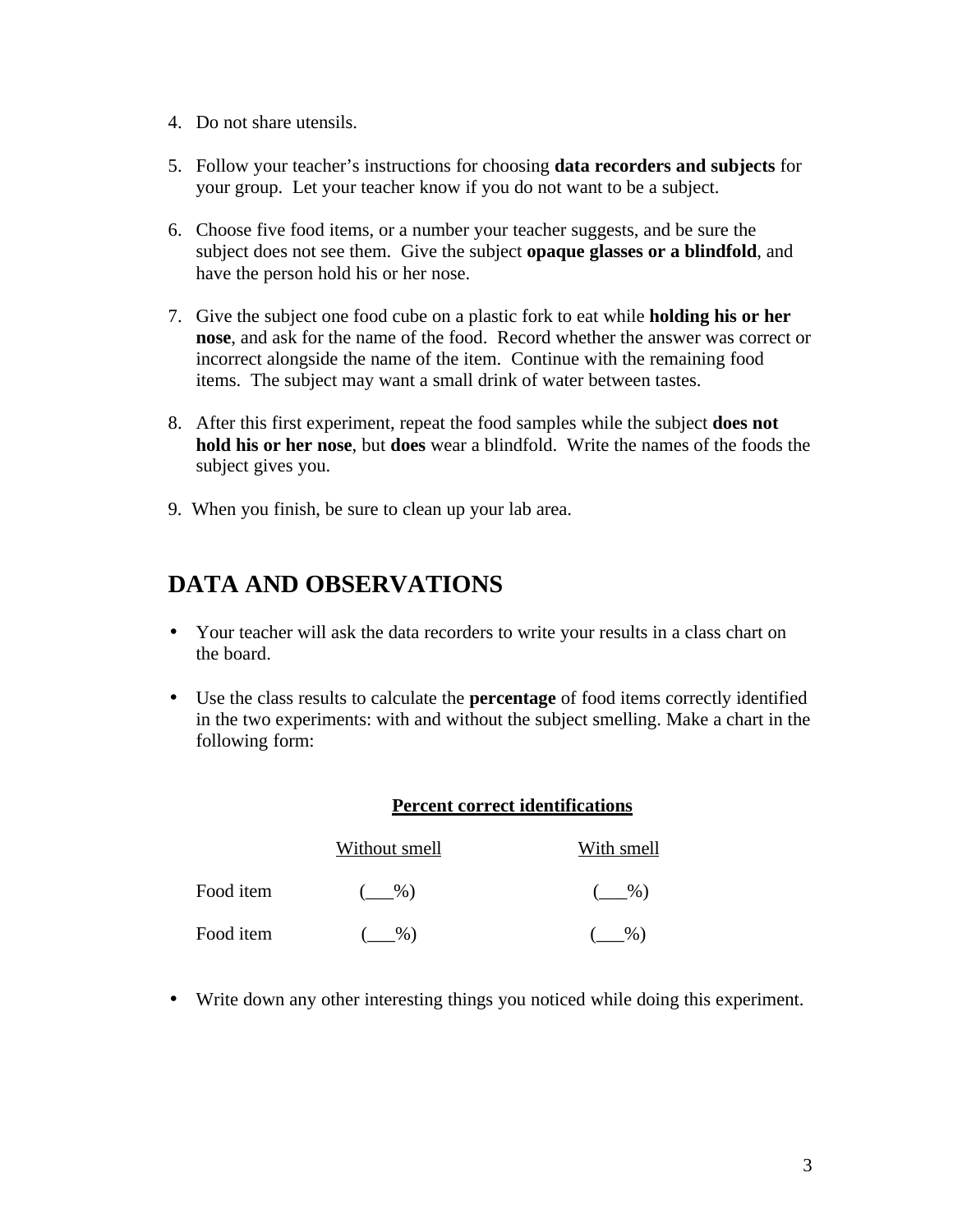4. Do not share utensils.

5. Follow your teacher's instructions for choosing **data recorders and subjects** for your group. Let your teacher know if you do not want to be a subject.

6. Choose five food items, or a number your teacher suggests, and be sure the subject does not see them. Give the subject **opaque glasses or a blindfold**, and have the person hold his or her nose.

7. Give the subject one food cube on a plastic fork to eat while **holding his or her nose**, and ask for the name of the food. Record whether the answer was correct or incorrect alongside the name of the item. Continue with the remaining food items. The subject may want a small drink of water between tastes.

8. After this first experiment, repeat the food samples while the subject **does not hold his or her nose**, but **does** wear a blindfold. Write the names of the foods the subject gives you.

9. When you finish, be sure to clean up your lab area.

## DATA AND OBSERVATIONS

- Your teacher will ask the data recorders to write your results in a class chart on the board.

- Use the class results to calculate the **percentage** of food items correctly identified in the two experiments: with and without the subject smelling. Make a chart in the following form:

**Percent correct identifications**

| | Without smell | With smell |
|---|---|---|
| Food item | (___%) | (___%) |
| Food item | (___%) | (___%) |

- Write down any other interesting things you noticed while doing this experiment.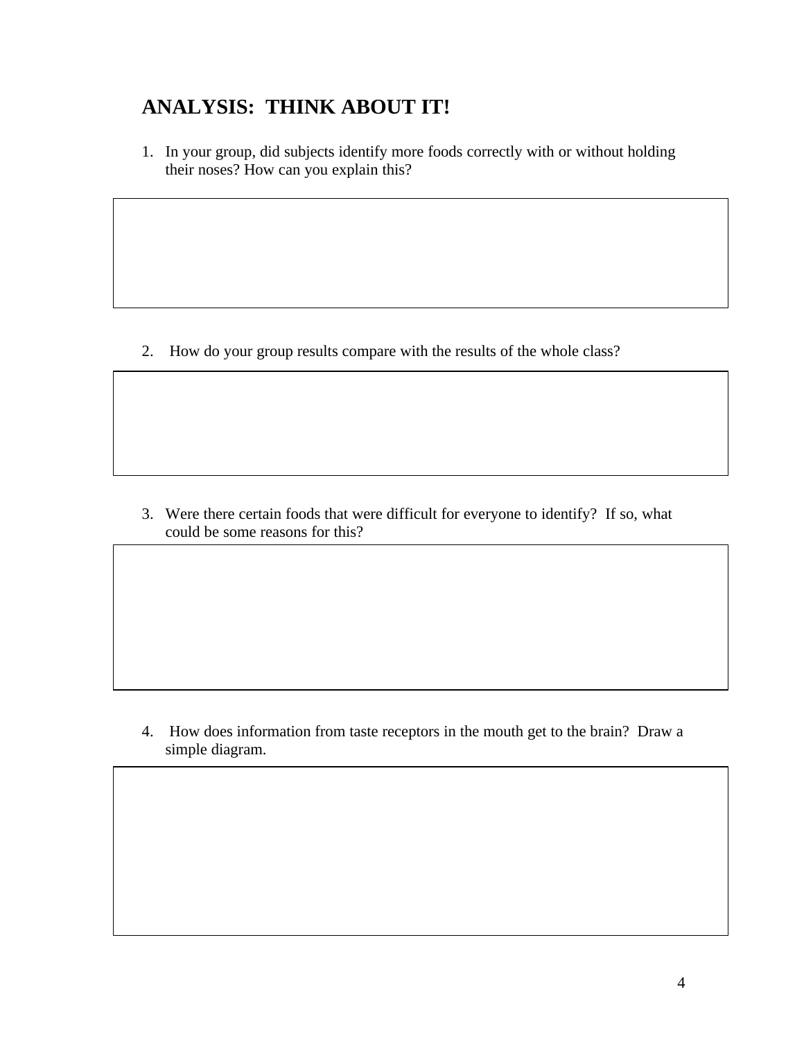## ANALYSIS: THINK ABOUT IT!

1. In your group, did subjects identify more foods correctly with or without holding their noses? How can you explain this?

2. How do your group results compare with the results of the whole class?

3. Were there certain foods that were difficult for everyone to identify? If so, what could be some reasons for this?

4. How does information from taste receptors in the mouth get to the brain? Draw a simple diagram.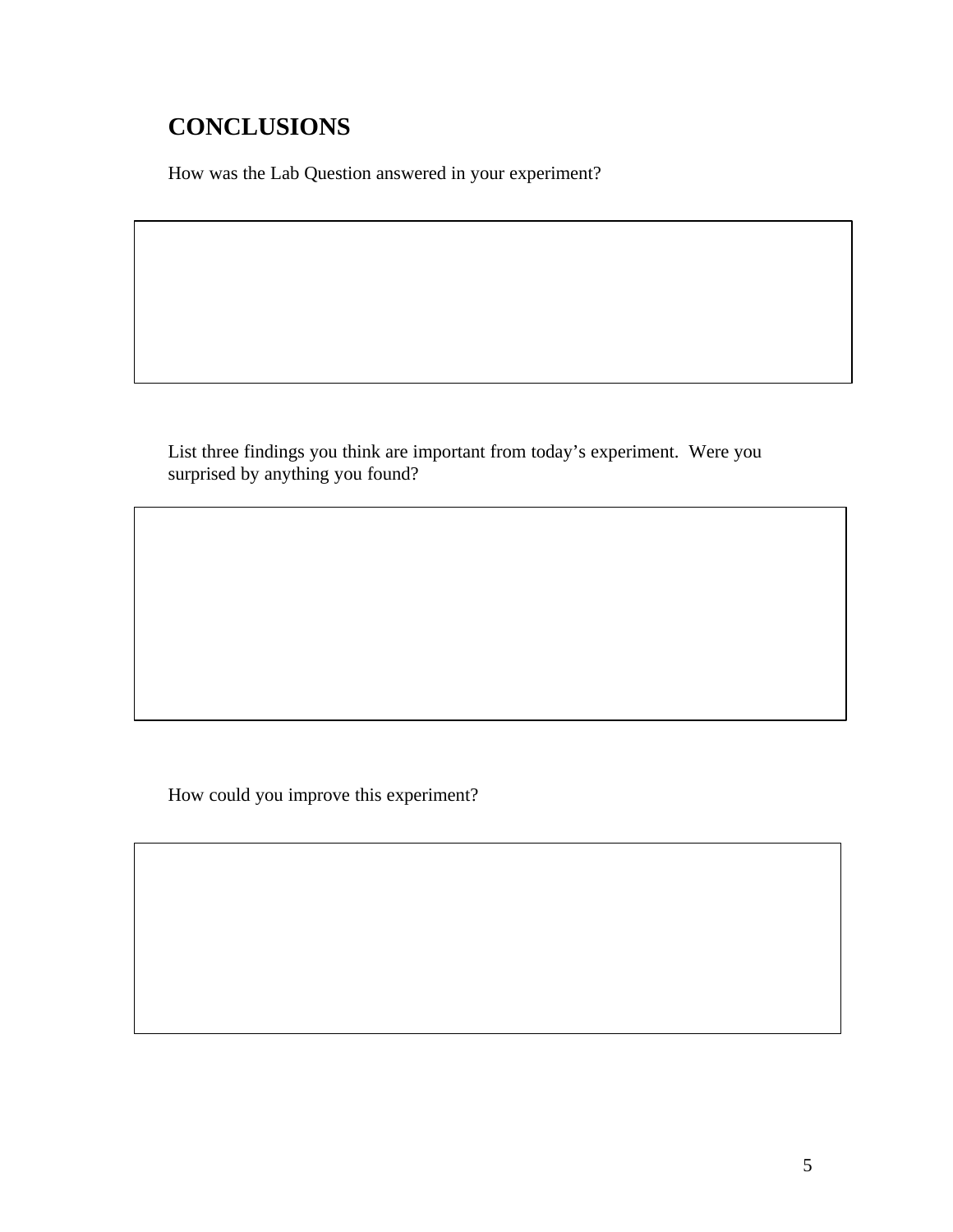## CONCLUSIONS

How was the Lab Question answered in your experiment?

List three findings you think are important from today's experiment. Were you surprised by anything you found?

How could you improve this experiment?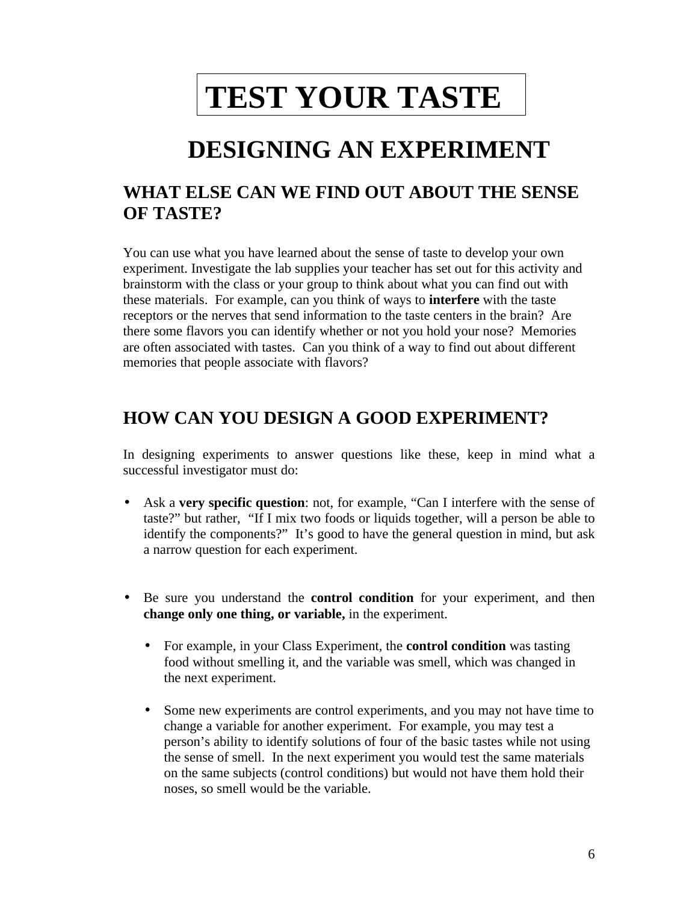# TEST YOUR TASTE

## DESIGNING AN EXPERIMENT

### WHAT ELSE CAN WE FIND OUT ABOUT THE SENSE OF TASTE?

You can use what you have learned about the sense of taste to develop your own experiment. Investigate the lab supplies your teacher has set out for this activity and brainstorm with the class or your group to think about what you can find out with these materials. For example, can you think of ways to **interfere** with the taste receptors or the nerves that send information to the taste centers in the brain? Are there some flavors you can identify whether or not you hold your nose? Memories are often associated with tastes. Can you think of a way to find out about different memories that people associate with flavors?

### HOW CAN YOU DESIGN A GOOD EXPERIMENT?

In designing experiments to answer questions like these, keep in mind what a successful investigator must do:

- Ask a **very specific question**: not, for example, "Can I interfere with the sense of taste?" but rather, "If I mix two foods or liquids together, will a person be able to identify the components?" It's good to have the general question in mind, but ask a narrow question for each experiment.

- Be sure you understand the **control condition** for your experiment, and then **change only one thing, or variable,** in the experiment.
  - For example, in your Class Experiment, the **control condition** was tasting food without smelling it, and the variable was smell, which was changed in the next experiment.
  - Some new experiments are control experiments, and you may not have time to change a variable for another experiment. For example, you may test a person's ability to identify solutions of four of the basic tastes while not using the sense of smell. In the next experiment you would test the same materials on the same subjects (control conditions) but would not have them hold their noses, so smell would be the variable.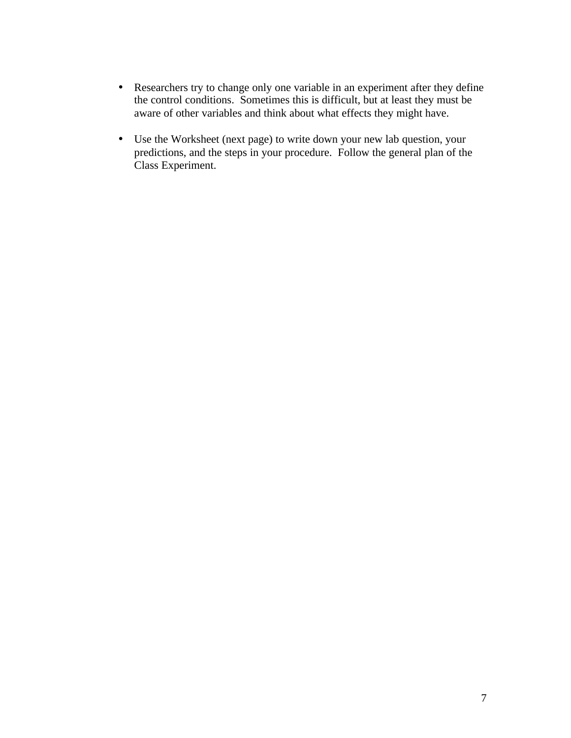- Researchers try to change only one variable in an experiment after they define the control conditions. Sometimes this is difficult, but at least they must be aware of other variables and think about what effects they might have.

- Use the Worksheet (next page) to write down your new lab question, your predictions, and the steps in your procedure. Follow the general plan of the Class Experiment.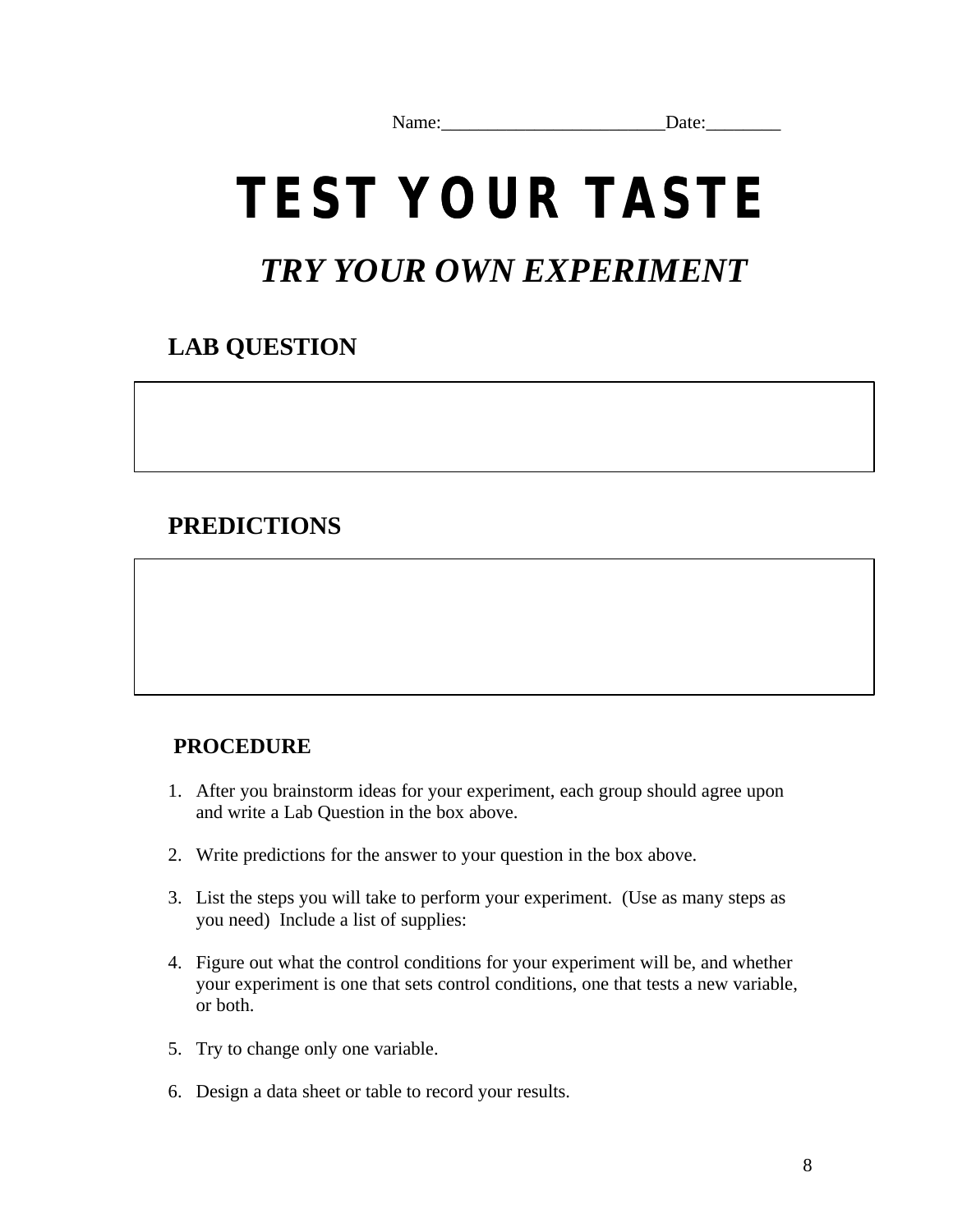Name:________________________Date:________

# TEST YOUR TASTE

## *TRY YOUR OWN EXPERIMENT*

### LAB QUESTION

|   |
|---|
|   |

### PREDICTIONS

|   |
|---|
|   |

### PROCEDURE

1. After you brainstorm ideas for your experiment, each group should agree upon and write a Lab Question in the box above.

2. Write predictions for the answer to your question in the box above.

3. List the steps you will take to perform your experiment. (Use as many steps as you need) Include a list of supplies:

4. Figure out what the control conditions for your experiment will be, and whether your experiment is one that sets control conditions, one that tests a new variable, or both.

5. Try to change only one variable.

6. Design a data sheet or table to record your results.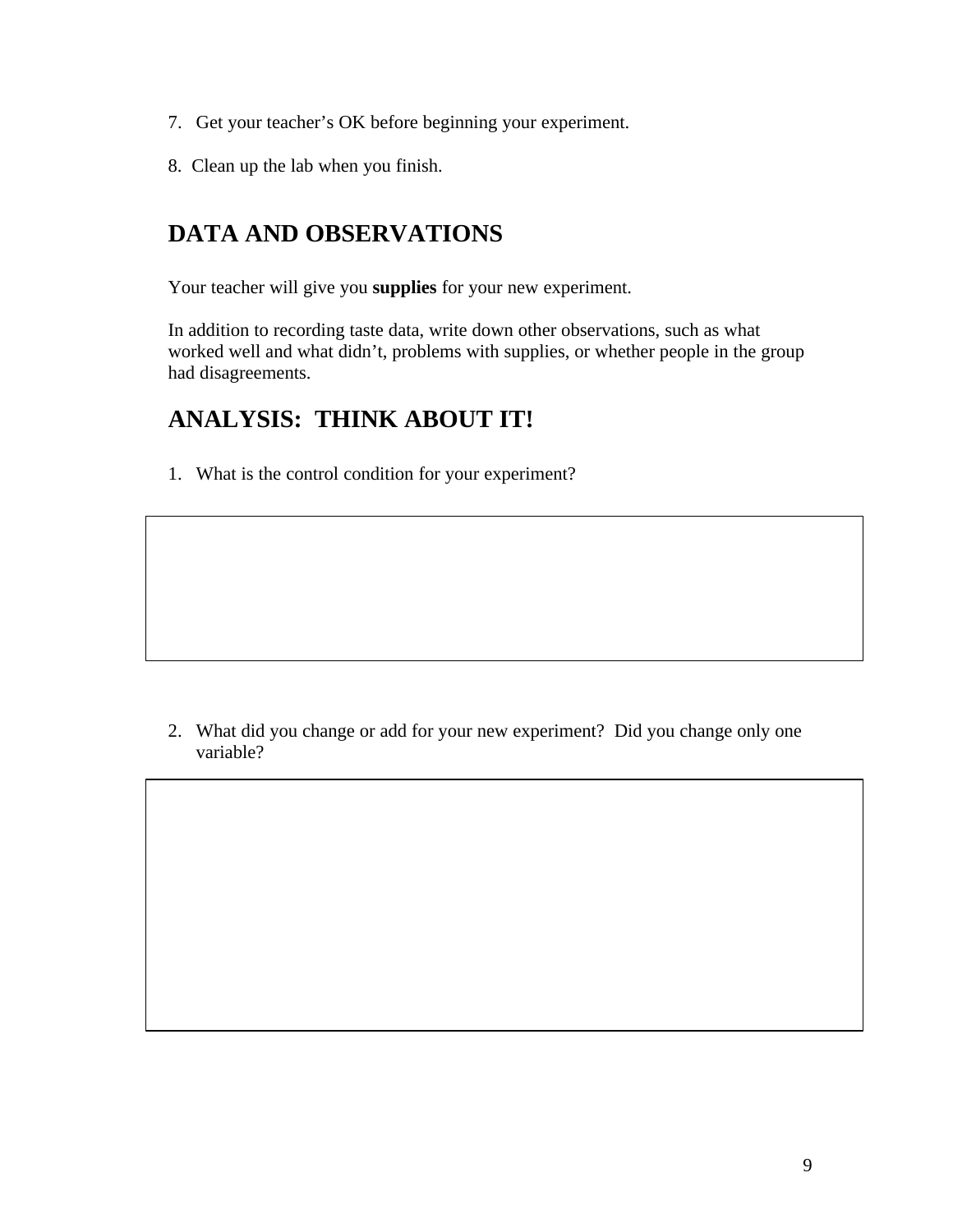7. Get your teacher's OK before beginning your experiment.

8. Clean up the lab when you finish.

## DATA AND OBSERVATIONS

Your teacher will give you **supplies** for your new experiment.

In addition to recording taste data, write down other observations, such as what worked well and what didn't, problems with supplies, or whether people in the group had disagreements.

## ANALYSIS: THINK ABOUT IT!

1. What is the control condition for your experiment?

2. What did you change or add for your new experiment? Did you change only one variable?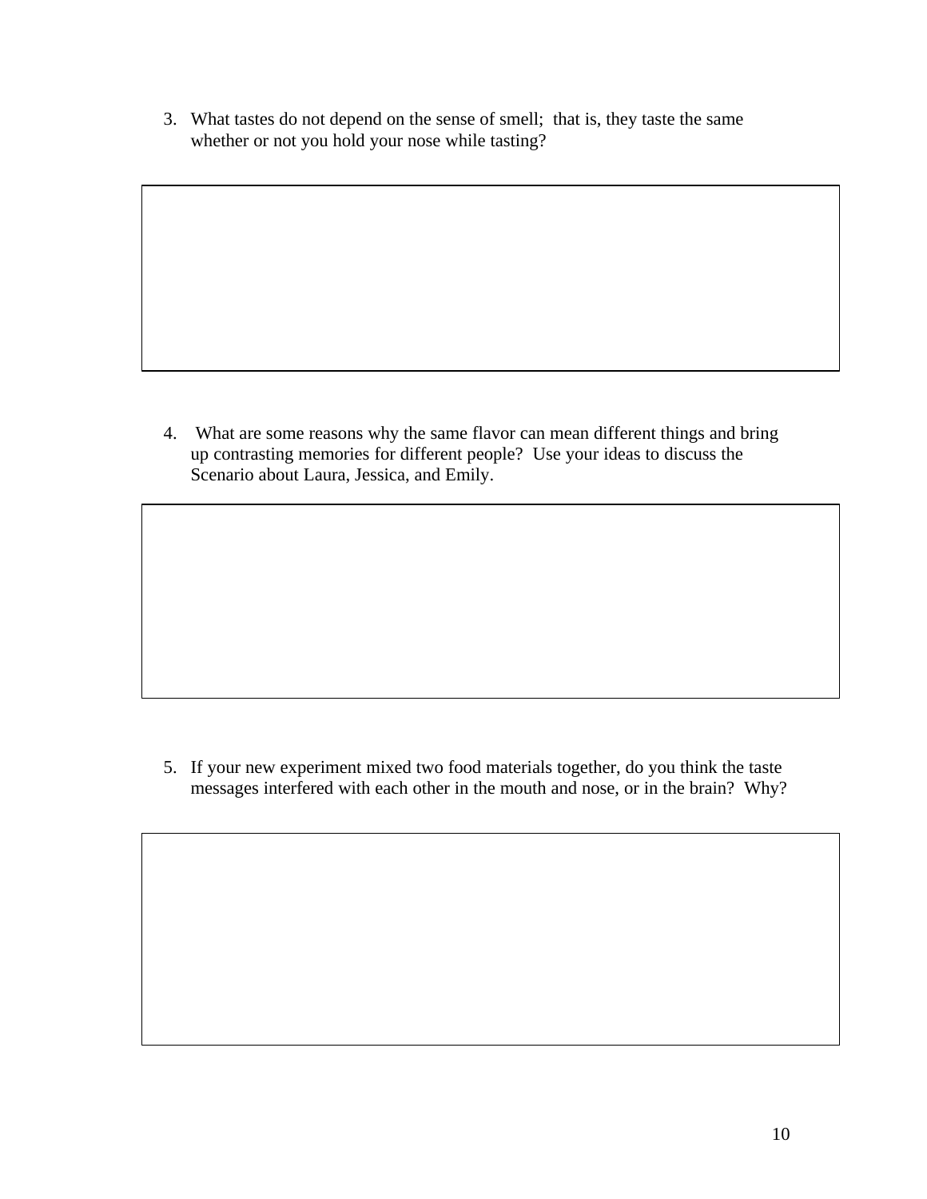3. What tastes do not depend on the sense of smell; that is, they taste the same whether or not you hold your nose while tasting?

4. What are some reasons why the same flavor can mean different things and bring up contrasting memories for different people? Use your ideas to discuss the Scenario about Laura, Jessica, and Emily.

5. If your new experiment mixed two food materials together, do you think the taste messages interfered with each other in the mouth and nose, or in the brain? Why?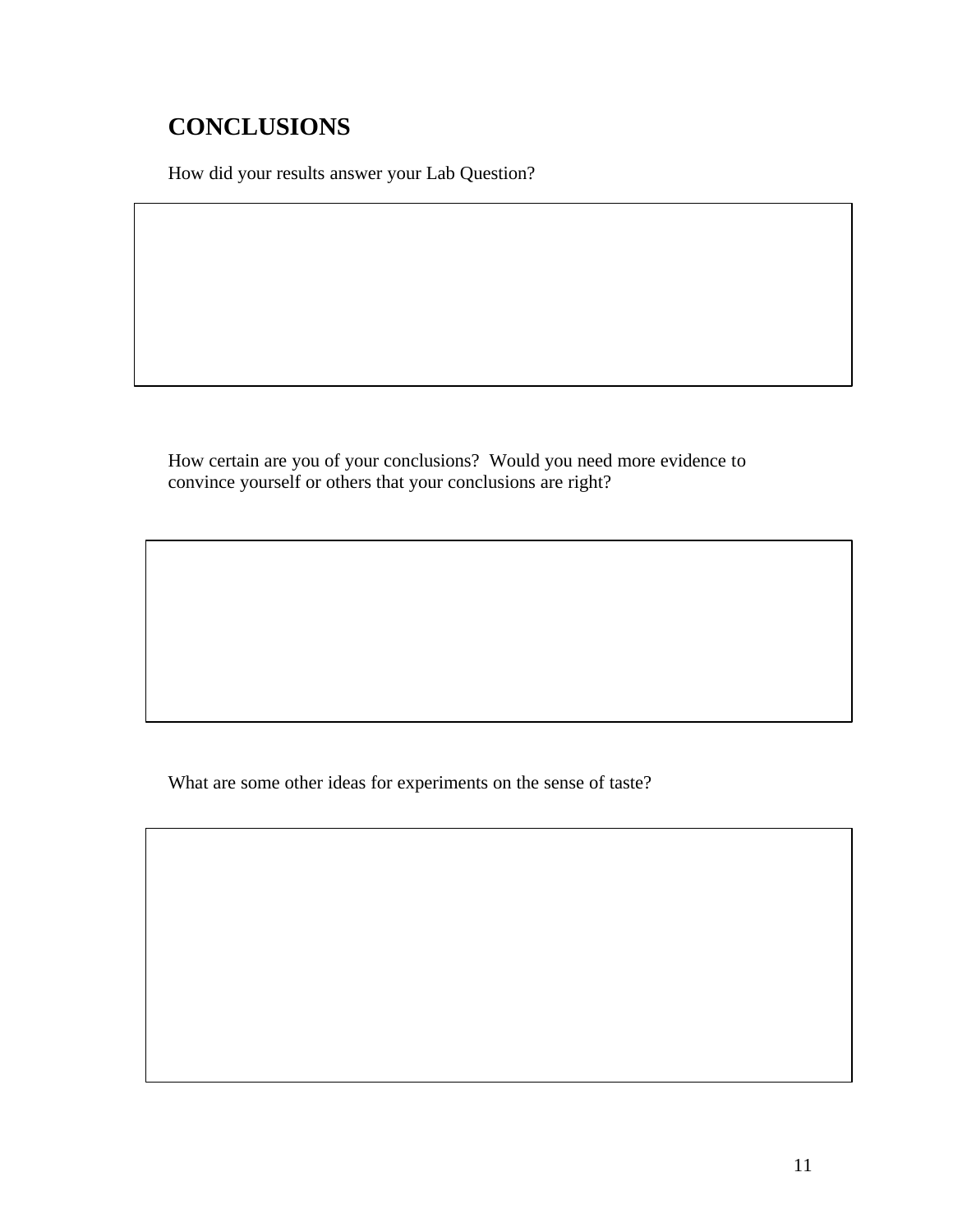## CONCLUSIONS

How did your results answer your Lab Question?

How certain are you of your conclusions? Would you need more evidence to convince yourself or others that your conclusions are right?

What are some other ideas for experiments on the sense of taste?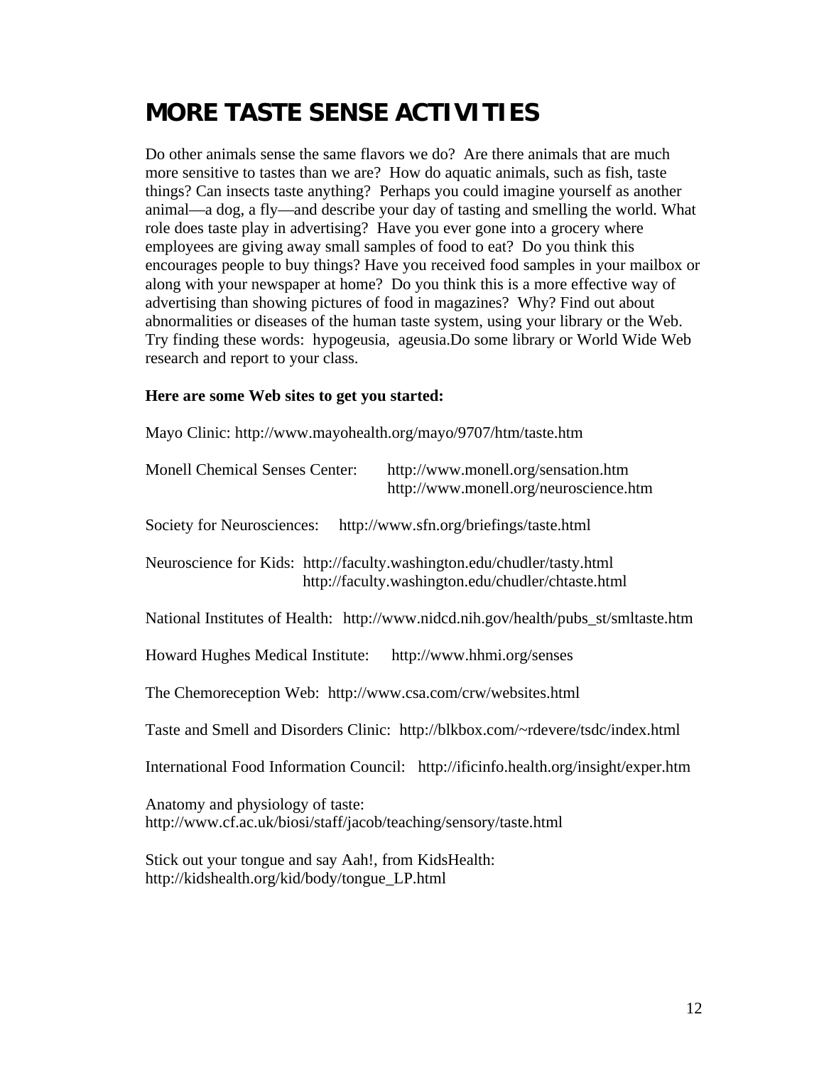# MORE TASTE SENSE ACTIVITIES

Do other animals sense the same flavors we do? Are there animals that are much more sensitive to tastes than we are? How do aquatic animals, such as fish, taste things? Can insects taste anything? Perhaps you could imagine yourself as another animal—a dog, a fly—and describe your day of tasting and smelling the world. What role does taste play in advertising? Have you ever gone into a grocery where employees are giving away small samples of food to eat? Do you think this encourages people to buy things? Have you received food samples in your mailbox or along with your newspaper at home? Do you think this is a more effective way of advertising than showing pictures of food in magazines? Why? Find out about abnormalities or diseases of the human taste system, using your library or the Web. Try finding these words: hypogeusia, ageusia.Do some library or World Wide Web research and report to your class.

**Here are some Web sites to get you started:**

Mayo Clinic: http://www.mayohealth.org/mayo/9707/htm/taste.htm

Monell Chemical Senses Center: http://www.monell.org/sensation.htm
http://www.monell.org/neuroscience.htm

Society for Neurosciences: http://www.sfn.org/briefings/taste.html

Neuroscience for Kids: http://faculty.washington.edu/chudler/tasty.html
http://faculty.washington.edu/chudler/chtaste.html

National Institutes of Health: http://www.nidcd.nih.gov/health/pubs_st/smltaste.htm

Howard Hughes Medical Institute: http://www.hhmi.org/senses

The Chemoreception Web: http://www.csa.com/crw/websites.html

Taste and Smell and Disorders Clinic: http://blkbox.com/~rdevere/tsdc/index.html

International Food Information Council: http://ificinfo.health.org/insight/exper.htm

Anatomy and physiology of taste:
http://www.cf.ac.uk/biosi/staff/jacob/teaching/sensory/taste.html

Stick out your tongue and say Aah!, from KidsHealth:
http://kidshealth.org/kid/body/tongue_LP.html